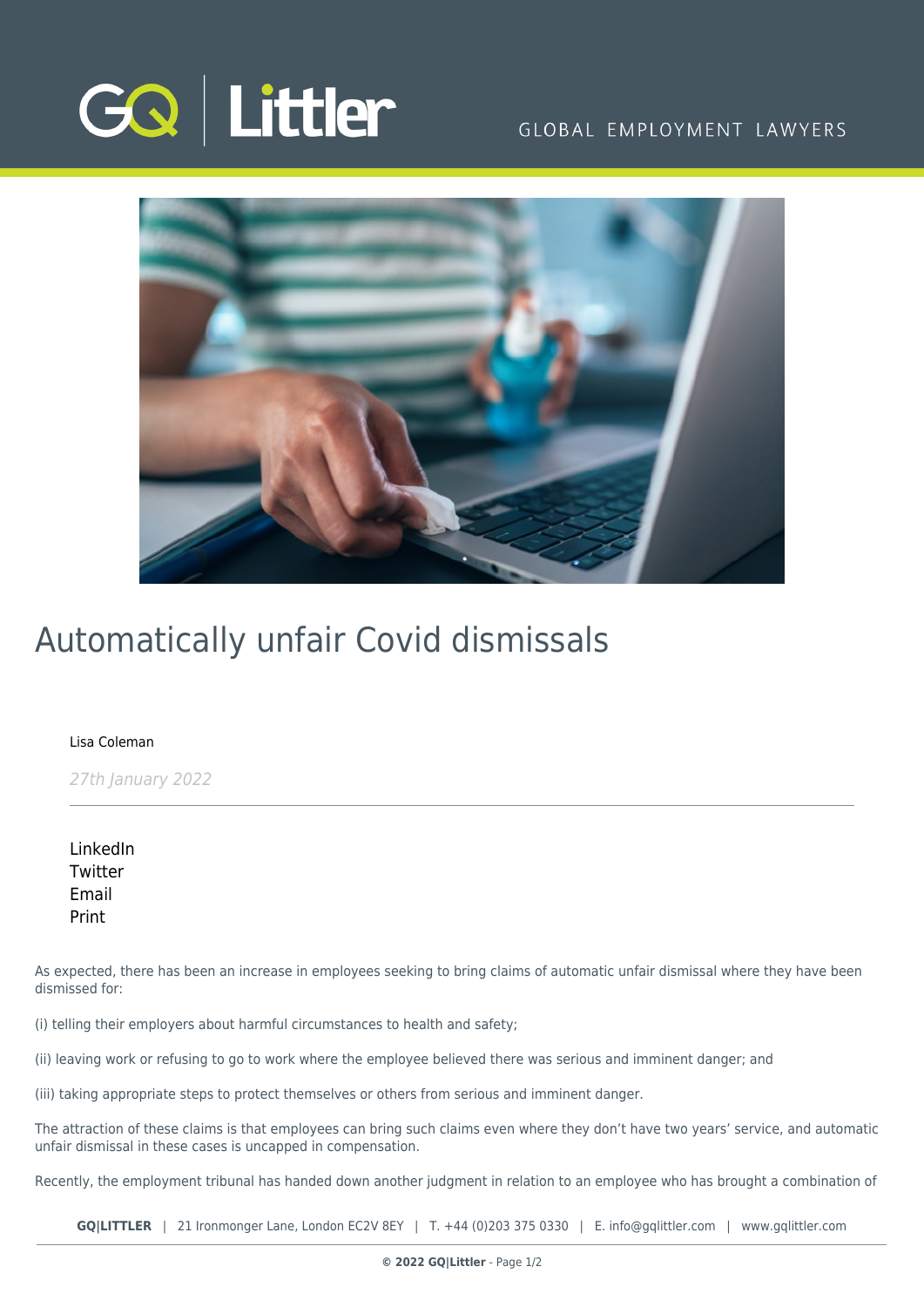# Automatically unfair Covid dismissals

Lisa Coleman

*27th January 2022*

LinkedIn
Twitter
Email
Print

As expected, there has been an increase in employees seeking to bring claims of automatic unfair dismissal where they have been dismissed for:

(i) telling their employers about harmful circumstances to health and safety;

(ii) leaving work or refusing to go to work where the employee believed there was serious and imminent danger; and

(iii) taking appropriate steps to protect themselves or others from serious and imminent danger.

The attraction of these claims is that employees can bring such claims even where they don't have two years' service, and automatic unfair dismissal in these cases is uncapped in compensation.

Recently, the employment tribunal has handed down another judgment in relation to an employee who has brought a combination of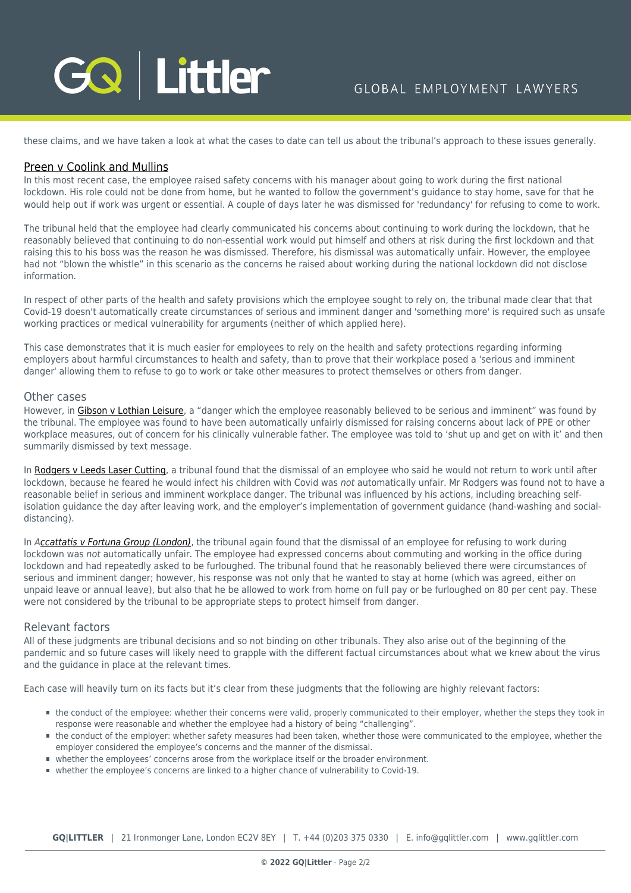these claims, and we have taken a look at what the cases to date can tell us about the tribunal's approach to these issues generally.

## Preen v Coolink and Mullins

In this most recent case, the employee raised safety concerns with his manager about going to work during the first national lockdown. His role could not be done from home, but he wanted to follow the government's guidance to stay home, save for that he would help out if work was urgent or essential. A couple of days later he was dismissed for 'redundancy' for refusing to come to work.

The tribunal held that the employee had clearly communicated his concerns about continuing to work during the lockdown, that he reasonably believed that continuing to do non-essential work would put himself and others at risk during the first lockdown and that raising this to his boss was the reason he was dismissed. Therefore, his dismissal was automatically unfair. However, the employee had not "blown the whistle" in this scenario as the concerns he raised about working during the national lockdown did not disclose information.

In respect of other parts of the health and safety provisions which the employee sought to rely on, the tribunal made clear that that Covid-19 doesn't automatically create circumstances of serious and imminent danger and 'something more' is required such as unsafe working practices or medical vulnerability for arguments (neither of which applied here).

This case demonstrates that it is much easier for employees to rely on the health and safety protections regarding informing employers about harmful circumstances to health and safety, than to prove that their workplace posed a 'serious and imminent danger' allowing them to refuse to go to work or take other measures to protect themselves or others from danger.

## Other cases

However, in Gibson v Lothian Leisure, a "danger which the employee reasonably believed to be serious and imminent" was found by the tribunal. The employee was found to have been automatically unfairly dismissed for raising concerns about lack of PPE or other workplace measures, out of concern for his clinically vulnerable father. The employee was told to 'shut up and get on with it' and then summarily dismissed by text message.

In Rodgers v Leeds Laser Cutting, a tribunal found that the dismissal of an employee who said he would not return to work until after lockdown, because he feared he would infect his children with Covid was *not* automatically unfair. Mr Rodgers was found not to have a reasonable belief in serious and imminent workplace danger. The tribunal was influenced by his actions, including breaching self-isolation guidance the day after leaving work, and the employer's implementation of government guidance (hand-washing and social-distancing).

In *Accattatis v Fortuna Group (London)*, the tribunal again found that the dismissal of an employee for refusing to work during lockdown was *not* automatically unfair. The employee had expressed concerns about commuting and working in the office during lockdown and had repeatedly asked to be furloughed. The tribunal found that he reasonably believed there were circumstances of serious and imminent danger; however, his response was not only that he wanted to stay at home (which was agreed, either on unpaid leave or annual leave), but also that he be allowed to work from home on full pay or be furloughed on 80 per cent pay. These were not considered by the tribunal to be appropriate steps to protect himself from danger.

## Relevant factors

All of these judgments are tribunal decisions and so not binding on other tribunals. They also arise out of the beginning of the pandemic and so future cases will likely need to grapple with the different factual circumstances about what we knew about the virus and the guidance in place at the relevant times.

Each case will heavily turn on its facts but it's clear from these judgments that the following are highly relevant factors:

- the conduct of the employee: whether their concerns were valid, properly communicated to their employer, whether the steps they took in response were reasonable and whether the employee had a history of being "challenging".
- the conduct of the employer: whether safety measures had been taken, whether those were communicated to the employee, whether the employer considered the employee's concerns and the manner of the dismissal.
- whether the employees' concerns arose from the workplace itself or the broader environment.
- whether the employee's concerns are linked to a higher chance of vulnerability to Covid-19.